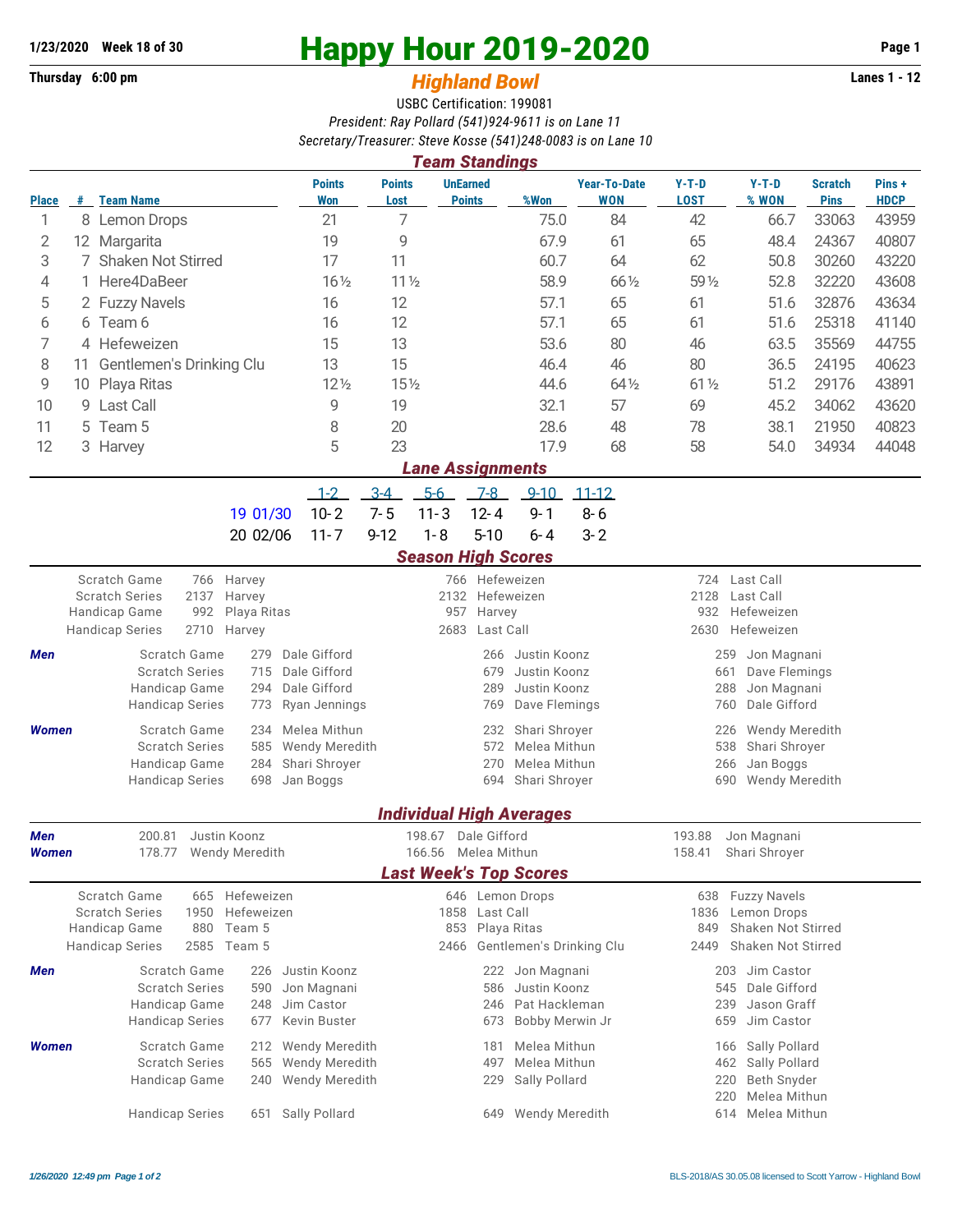1/23/2020 **Week 18 of 30**

# Happy Hour 2019-2020

**Thursday 6:00 pm** — **Lanes 1 - 12**

## *Highland Bowl*

USBC Certification: 199081

*President: Ray Pollard (541)924-9611 is on Lane 11*

*Secretary/Treasurer: Steve Kosse (541)248-0083 is on Lane 10*

### *Team Standings*

| Place | # | Team Name | Points Won | Points Lost | UnEarned Points | %Won | Year-To-Date WON | Y-T-D LOST | Y-T-D % WON | Scratch Pins | Pins + HDCP |
|---|---|---|---|---|---|---|---|---|---|---|---|
| 1 | 8 | Lemon Drops | 21 | 7 | | 75.0 | 84 | 42 | 66.7 | 33063 | 43959 |
| 2 | 12 | Margarita | 19 | 9 | | 67.9 | 61 | 65 | 48.4 | 24367 | 40807 |
| 3 | 7 | Shaken Not Stirred | 17 | 11 | | 60.7 | 64 | 62 | 50.8 | 30260 | 43220 |
| 4 | 1 | Here4DaBeer | 16½ | 11½ | | 58.9 | 66½ | 59½ | 52.8 | 32220 | 43608 |
| 5 | 2 | Fuzzy Navels | 16 | 12 | | 57.1 | 65 | 61 | 51.6 | 32876 | 43634 |
| 6 | 6 | Team 6 | 16 | 12 | | 57.1 | 65 | 61 | 51.6 | 25318 | 41140 |
| 7 | 4 | Hefeweizen | 15 | 13 | | 53.6 | 80 | 46 | 63.5 | 35569 | 44755 |
| 8 | 11 | Gentlemen's Drinking Clu | 13 | 15 | | 46.4 | 46 | 80 | 36.5 | 24195 | 40623 |
| 9 | 10 | Playa Ritas | 12½ | 15½ | | 44.6 | 64½ | 61½ | 51.2 | 29176 | 43891 |
| 10 | 9 | Last Call | 9 | 19 | | 32.1 | 57 | 69 | 45.2 | 34062 | 43620 |
| 11 | 5 | Team 5 | 8 | 20 | | 28.6 | 48 | 78 | 38.1 | 21950 | 40823 |
| 12 | 3 | Harvey | 5 | 23 | | 17.9 | 68 | 58 | 54.0 | 34934 | 44048 |

### *Lane Assignments*

| | 1-2 | 3-4 | 5-6 | 7-8 | 9-10 | 11-12 |
|---|---|---|---|---|---|---|
| 19 01/30 | 10- 2 | 7- 5 | 11- 3 | 12- 4 | 9- 1 | 8- 6 |
| 20 02/06 | 11- 7 | 9-12 | 1- 8 | 5-10 | 6- 4 | 3- 2 |

### *Season High Scores*

| | | | | | | | |
|---|---|---|---|---|---|---|---|
| | Scratch Game | 766 | Harvey | 766 | Hefeweizen | 724 | Last Call |
| | Scratch Series | 2137 | Harvey | 2132 | Hefeweizen | 2128 | Last Call |
| | Handicap Game | 992 | Playa Ritas | 957 | Harvey | 932 | Hefeweizen |
| | Handicap Series | 2710 | Harvey | 2683 | Last Call | 2630 | Hefeweizen |
| **Men** | Scratch Game | 279 | Dale Gifford | 266 | Justin Koonz | 259 | Jon Magnani |
| | Scratch Series | 715 | Dale Gifford | 679 | Justin Koonz | 661 | Dave Flemings |
| | Handicap Game | 294 | Dale Gifford | 289 | Justin Koonz | 288 | Jon Magnani |
| | Handicap Series | 773 | Ryan Jennings | 769 | Dave Flemings | 760 | Dale Gifford |
| **Women** | Scratch Game | 234 | Melea Mithun | 232 | Shari Shroyer | 226 | Wendy Meredith |
| | Scratch Series | 585 | Wendy Meredith | 572 | Melea Mithun | 538 | Shari Shroyer |
| | Handicap Game | 284 | Shari Shroyer | 270 | Melea Mithun | 266 | Jan Boggs |
| | Handicap Series | 698 | Jan Boggs | 694 | Shari Shroyer | 690 | Wendy Meredith |

### *Individual High Averages*

| | | | | | | |
|---|---|---|---|---|---|---|
| **Men** | 200.81 | Justin Koonz | 198.67 | Dale Gifford | 193.88 | Jon Magnani |
| **Women** | 178.77 | Wendy Meredith | 166.56 | Melea Mithun | 158.41 | Shari Shroyer |

### *Last Week's Top Scores*

| | | | | | | | |
|---|---|---|---|---|---|---|---|
| | Scratch Game | 665 | Hefeweizen | 646 | Lemon Drops | 638 | Fuzzy Navels |
| | Scratch Series | 1950 | Hefeweizen | 1858 | Last Call | 1836 | Lemon Drops |
| | Handicap Game | 880 | Team 5 | 853 | Playa Ritas | 849 | Shaken Not Stirred |
| | Handicap Series | 2585 | Team 5 | 2466 | Gentlemen's Drinking Clu | 2449 | Shaken Not Stirred |
| **Men** | Scratch Game | 226 | Justin Koonz | 222 | Jon Magnani | 203 | Jim Castor |
| | Scratch Series | 590 | Jon Magnani | 586 | Justin Koonz | 545 | Dale Gifford |
| | Handicap Game | 248 | Jim Castor | 246 | Pat Hackleman | 239 | Jason Graff |
| | Handicap Series | 677 | Kevin Buster | 673 | Bobby Merwin Jr | 659 | Jim Castor |
| **Women** | Scratch Game | 212 | Wendy Meredith | 181 | Melea Mithun | 166 | Sally Pollard |
| | Scratch Series | 565 | Wendy Meredith | 497 | Melea Mithun | 462 | Sally Pollard |
| | Handicap Game | 240 | Wendy Meredith | 229 | Sally Pollard | 220 | Beth Snyder |
| | | | | | | 220 | Melea Mithun |
| | Handicap Series | 651 | Sally Pollard | 649 | Wendy Meredith | 614 | Melea Mithun |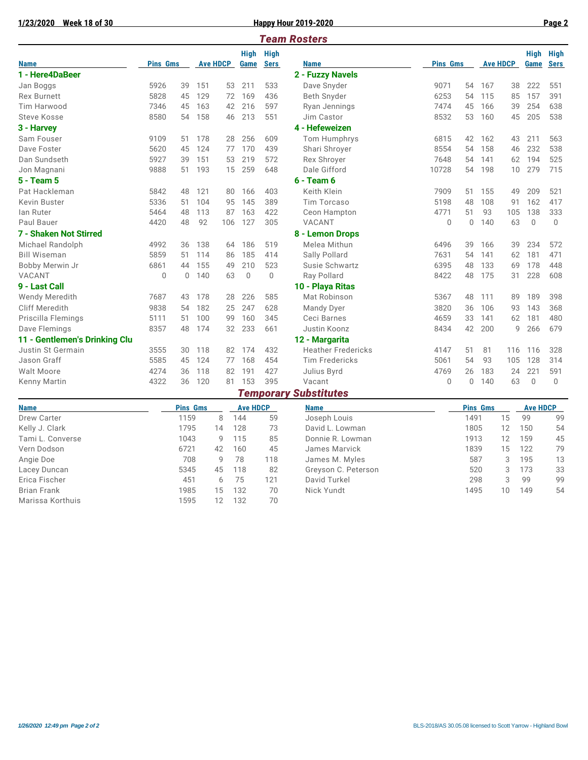## Team Rosters

| Name | Pins | Gms | Ave | HDCP | High Game | High Sers |
|---|---|---|---|---|---|---|
| **1 - Here4DaBeer** | | | | | | |
| Jan Boggs | 5926 | 39 | 151 | 53 | 211 | 533 |
| Rex Burnett | 5828 | 45 | 129 | 72 | 169 | 436 |
| Tim Harwood | 7346 | 45 | 163 | 42 | 216 | 597 |
| Steve Kosse | 8580 | 54 | 158 | 46 | 213 | 551 |
| **3 - Harvey** | | | | | | |
| Sam Fouser | 9109 | 51 | 178 | 28 | 256 | 609 |
| Dave Foster | 5620 | 45 | 124 | 77 | 170 | 439 |
| Dan Sundseth | 5927 | 39 | 151 | 53 | 219 | 572 |
| Jon Magnani | 9888 | 51 | 193 | 15 | 259 | 648 |
| **5 - Team 5** | | | | | | |
| Pat Hackleman | 5842 | 48 | 121 | 80 | 166 | 403 |
| Kevin Buster | 5336 | 51 | 104 | 95 | 145 | 389 |
| Ian Ruter | 5464 | 48 | 113 | 87 | 163 | 422 |
| Paul Bauer | 4420 | 48 | 92 | 106 | 127 | 305 |
| **7 - Shaken Not Stirred** | | | | | | |
| Michael Randolph | 4992 | 36 | 138 | 64 | 186 | 519 |
| Bill Wiseman | 5859 | 51 | 114 | 86 | 185 | 414 |
| Bobby Merwin Jr | 6861 | 44 | 155 | 49 | 210 | 523 |
| VACANT | 0 | 0 | 140 | 63 | 0 | 0 |
| **9 - Last Call** | | | | | | |
| Wendy Meredith | 7687 | 43 | 178 | 28 | 226 | 585 |
| Cliff Meredith | 9838 | 54 | 182 | 25 | 247 | 628 |
| Priscilla Flemings | 5111 | 51 | 100 | 99 | 160 | 345 |
| Dave Flemings | 8357 | 48 | 174 | 32 | 233 | 661 |
| **11 - Gentlemen's Drinking Clu** | | | | | | |
| Justin St Germain | 3555 | 30 | 118 | 82 | 174 | 432 |
| Jason Graff | 5585 | 45 | 124 | 77 | 168 | 454 |
| Walt Moore | 4274 | 36 | 118 | 82 | 191 | 427 |
| Kenny Martin | 4322 | 36 | 120 | 81 | 153 | 395 |

| Name | Pins | Gms | Ave | HDCP | High Game | High Sers |
|---|---|---|---|---|---|---|
| **2 - Fuzzy Navels** | | | | | | |
| Dave Snyder | 9071 | 54 | 167 | 38 | 222 | 551 |
| Beth Snyder | 6253 | 54 | 115 | 85 | 157 | 391 |
| Ryan Jennings | 7474 | 45 | 166 | 39 | 254 | 638 |
| Jim Castor | 8532 | 53 | 160 | 45 | 205 | 538 |
| **4 - Hefeweizen** | | | | | | |
| Tom Humphrys | 6815 | 42 | 162 | 43 | 211 | 563 |
| Shari Shroyer | 8554 | 54 | 158 | 46 | 232 | 538 |
| Rex Shroyer | 7648 | 54 | 141 | 62 | 194 | 525 |
| Dale Gifford | 10728 | 54 | 198 | 10 | 279 | 715 |
| **6 - Team 6** | | | | | | |
| Keith Klein | 7909 | 51 | 155 | 49 | 209 | 521 |
| Tim Torcaso | 5198 | 48 | 108 | 91 | 162 | 417 |
| Ceon Hampton | 4771 | 51 | 93 | 105 | 138 | 333 |
| VACANT | 0 | 0 | 140 | 63 | 0 | 0 |
| **8 - Lemon Drops** | | | | | | |
| Melea Mithun | 6496 | 39 | 166 | 39 | 234 | 572 |
| Sally Pollard | 7631 | 54 | 141 | 62 | 181 | 471 |
| Susie Schwartz | 6395 | 48 | 133 | 69 | 178 | 448 |
| Ray Pollard | 8422 | 48 | 175 | 31 | 228 | 608 |
| **10 - Playa Ritas** | | | | | | |
| Mat Robinson | 5367 | 48 | 111 | 89 | 189 | 398 |
| Mandy Dyer | 3820 | 36 | 106 | 93 | 143 | 368 |
| Ceci Barnes | 4659 | 33 | 141 | 62 | 181 | 480 |
| Justin Koonz | 8434 | 42 | 200 | 9 | 266 | 679 |
| **12 - Margarita** | | | | | | |
| Heather Fredericks | 4147 | 51 | 81 | 116 | 116 | 328 |
| Tim Fredericks | 5061 | 54 | 93 | 105 | 128 | 314 |
| Julius Byrd | 4769 | 26 | 183 | 24 | 221 | 591 |
| Vacant | 0 | 0 | 140 | 63 | 0 | 0 |

## Temporary Substitutes

| Name | Pins | Gms | Ave | HDCP |
|---|---|---|---|---|
| Drew Carter | 1159 | 8 | 144 | 59 |
| Kelly J. Clark | 1795 | 14 | 128 | 73 |
| Tami L. Converse | 1043 | 9 | 115 | 85 |
| Vern Dodson | 6721 | 42 | 160 | 45 |
| Angie Doe | 708 | 9 | 78 | 118 |
| Lacey Duncan | 5345 | 45 | 118 | 82 |
| Erica Fischer | 451 | 6 | 75 | 121 |
| Brian Frank | 1985 | 15 | 132 | 70 |
| Marissa Korthuis | 1595 | 12 | 132 | 70 |
| Joseph Louis | 1491 | 15 | 99 | 99 |
| David L. Lowman | 1805 | 12 | 150 | 54 |
| Donnie R. Lowman | 1913 | 12 | 159 | 45 |
| James Marvick | 1839 | 15 | 122 | 79 |
| James M. Myles | 587 | 3 | 195 | 13 |
| Greyson C. Peterson | 520 | 3 | 173 | 33 |
| David Turkel | 298 | 3 | 99 | 99 |
| Nick Yundt | 1495 | 10 | 149 | 54 |